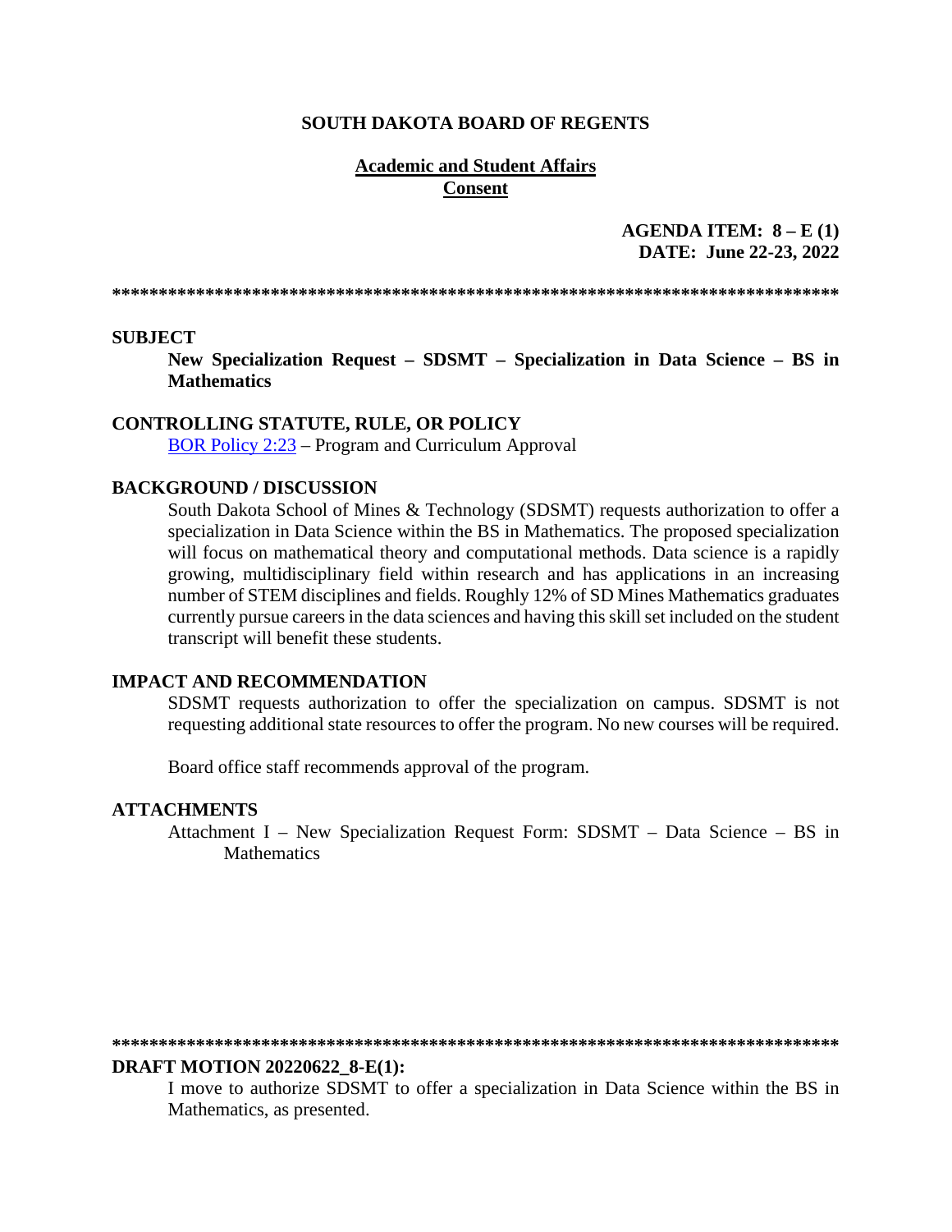**SOUTH DAKOTA BOARD OF REGENTS**

**Academic and Student Affairs**
**Consent**

**AGENDA ITEM: 8 – E (1)**
**DATE: June 22-23, 2022**

******************************************************************************

**SUBJECT**

**New Specialization Request – SDSMT – Specialization in Data Science – BS in Mathematics**

**CONTROLLING STATUTE, RULE, OR POLICY**

[BOR Policy 2:23](BOR Policy 2:23) – Program and Curriculum Approval

**BACKGROUND / DISCUSSION**

South Dakota School of Mines & Technology (SDSMT) requests authorization to offer a specialization in Data Science within the BS in Mathematics. The proposed specialization will focus on mathematical theory and computational methods. Data science is a rapidly growing, multidisciplinary field within research and has applications in an increasing number of STEM disciplines and fields. Roughly 12% of SD Mines Mathematics graduates currently pursue careers in the data sciences and having this skill set included on the student transcript will benefit these students.

**IMPACT AND RECOMMENDATION**

SDSMT requests authorization to offer the specialization on campus. SDSMT is not requesting additional state resources to offer the program. No new courses will be required.

Board office staff recommends approval of the program.

**ATTACHMENTS**

Attachment I – New Specialization Request Form: SDSMT – Data Science – BS in Mathematics

******************************************************************************

**DRAFT MOTION 20220622_8-E(1):**

I move to authorize SDSMT to offer a specialization in Data Science within the BS in Mathematics, as presented.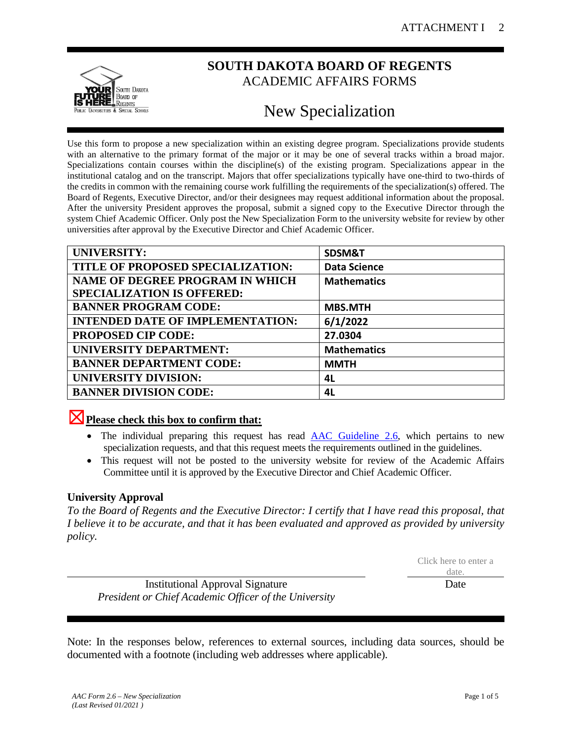# SOUTH DAKOTA BOARD OF REGENTS
## ACADEMIC AFFAIRS FORMS

# New Specialization

Use this form to propose a new specialization within an existing degree program. Specializations provide students with an alternative to the primary format of the major or it may be one of several tracks within a broad major. Specializations contain courses within the discipline(s) of the existing program. Specializations appear in the institutional catalog and on the transcript. Majors that offer specializations typically have one-third to two-thirds of the credits in common with the remaining course work fulfilling the requirements of the specialization(s) offered. The Board of Regents, Executive Director, and/or their designees may request additional information about the proposal. After the university President approves the proposal, submit a signed copy to the Executive Director through the system Chief Academic Officer. Only post the New Specialization Form to the university website for review by other universities after approval by the Executive Director and Chief Academic Officer.

| | |
|---|---|
| **UNIVERSITY:** | **SDSM&T** |
| **TITLE OF PROPOSED SPECIALIZATION:** | **Data Science** |
| **NAME OF DEGREE PROGRAM IN WHICH SPECIALIZATION IS OFFERED:** | **Mathematics** |
| **BANNER PROGRAM CODE:** | **MBS.MTH** |
| **INTENDED DATE OF IMPLEMENTATION:** | **6/1/2022** |
| **PROPOSED CIP CODE:** | **27.0304** |
| **UNIVERSITY DEPARTMENT:** | **Mathematics** |
| **BANNER DEPARTMENT CODE:** | **MMTH** |
| **UNIVERSITY DIVISION:** | **4L** |
| **BANNER DIVISION CODE:** | **4L** |

☒ **Please check this box to confirm that:**

- The individual preparing this request has read AAC Guideline 2.6, which pertains to new specialization requests, and that this request meets the requirements outlined in the guidelines.
- This request will not be posted to the university website for review of the Academic Affairs Committee until it is approved by the Executive Director and Chief Academic Officer.

### University Approval

*To the Board of Regents and the Executive Director: I certify that I have read this proposal, that I believe it to be accurate, and that it has been evaluated and approved as provided by university policy.*

| | |
|---|---|
| | Click here to enter a date. |
| Institutional Approval Signature<br>*President or Chief Academic Officer of the University* | Date |

Note: In the responses below, references to external sources, including data sources, should be documented with a footnote (including web addresses where applicable).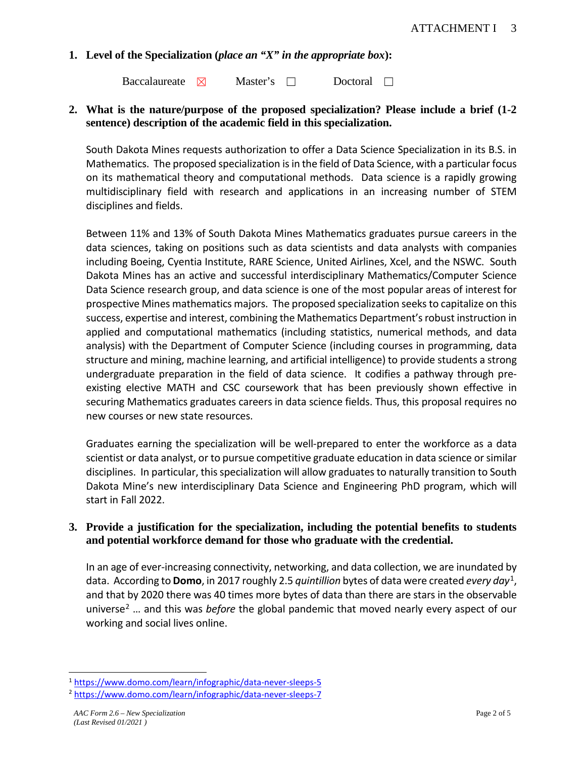**1. Level of the Specialization (*place an "X" in the appropriate box*):**

Baccalaureate ☒ Master's ☐ Doctoral ☐

**2. What is the nature/purpose of the proposed specialization? Please include a brief (1-2 sentence) description of the academic field in this specialization.**

South Dakota Mines requests authorization to offer a Data Science Specialization in its B.S. in Mathematics. The proposed specialization is in the field of Data Science, with a particular focus on its mathematical theory and computational methods. Data science is a rapidly growing multidisciplinary field with research and applications in an increasing number of STEM disciplines and fields.

Between 11% and 13% of South Dakota Mines Mathematics graduates pursue careers in the data sciences, taking on positions such as data scientists and data analysts with companies including Boeing, Cyentia Institute, RARE Science, United Airlines, Xcel, and the NSWC. South Dakota Mines has an active and successful interdisciplinary Mathematics/Computer Science Data Science research group, and data science is one of the most popular areas of interest for prospective Mines mathematics majors. The proposed specialization seeks to capitalize on this success, expertise and interest, combining the Mathematics Department's robust instruction in applied and computational mathematics (including statistics, numerical methods, and data analysis) with the Department of Computer Science (including courses in programming, data structure and mining, machine learning, and artificial intelligence) to provide students a strong undergraduate preparation in the field of data science. It codifies a pathway through pre-existing elective MATH and CSC coursework that has been previously shown effective in securing Mathematics graduates careers in data science fields. Thus, this proposal requires no new courses or new state resources.

Graduates earning the specialization will be well-prepared to enter the workforce as a data scientist or data analyst, or to pursue competitive graduate education in data science or similar disciplines. In particular, this specialization will allow graduates to naturally transition to South Dakota Mine's new interdisciplinary Data Science and Engineering PhD program, which will start in Fall 2022.

**3. Provide a justification for the specialization, including the potential benefits to students and potential workforce demand for those who graduate with the credential.**

In an age of ever-increasing connectivity, networking, and data collection, we are inundated by data. According to **Domo**, in 2017 roughly 2.5 *quintillion* bytes of data were created *every day*[1], and that by 2020 there was 40 times more bytes of data than there are stars in the observable universe[2] … and this was *before* the global pandemic that moved nearly every aspect of our working and social lives online.

---

[1] https://www.domo.com/learn/infographic/data-never-sleeps-5

[2] https://www.domo.com/learn/infographic/data-never-sleeps-7

*AAC Form 2.6 – New Specialization*
*(Last Revised 01/2021 )*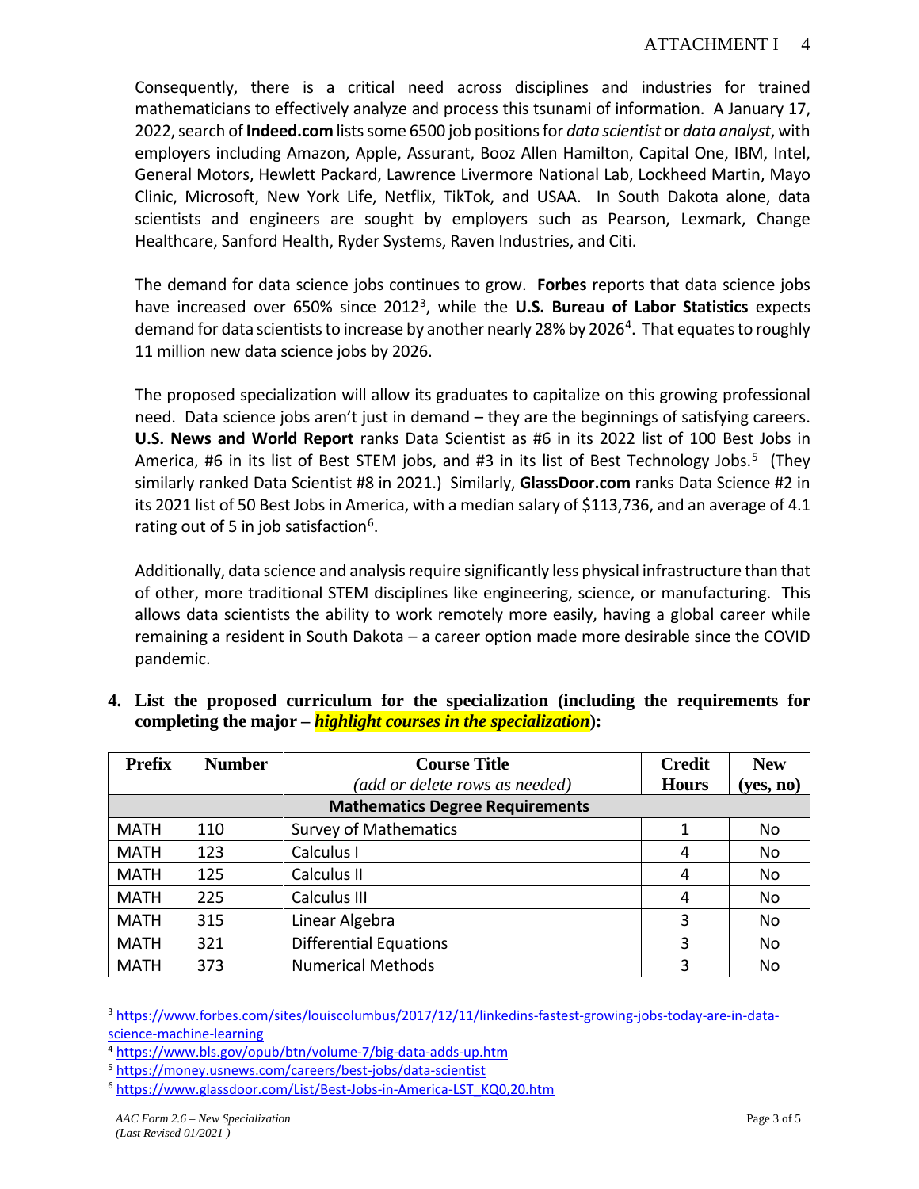Consequently, there is a critical need across disciplines and industries for trained mathematicians to effectively analyze and process this tsunami of information. A January 17, 2022, search of **Indeed.com** lists some 6500 job positions for *data scientist* or *data analyst*, with employers including Amazon, Apple, Assurant, Booz Allen Hamilton, Capital One, IBM, Intel, General Motors, Hewlett Packard, Lawrence Livermore National Lab, Lockheed Martin, Mayo Clinic, Microsoft, New York Life, Netflix, TikTok, and USAA. In South Dakota alone, data scientists and engineers are sought by employers such as Pearson, Lexmark, Change Healthcare, Sanford Health, Ryder Systems, Raven Industries, and Citi.

The demand for data science jobs continues to grow. **Forbes** reports that data science jobs have increased over 650% since 2012[3], while the **U.S. Bureau of Labor Statistics** expects demand for data scientists to increase by another nearly 28% by 2026[4]. That equates to roughly 11 million new data science jobs by 2026.

The proposed specialization will allow its graduates to capitalize on this growing professional need. Data science jobs aren't just in demand – they are the beginnings of satisfying careers. **U.S. News and World Report** ranks Data Scientist as #6 in its 2022 list of 100 Best Jobs in America, #6 in its list of Best STEM jobs, and #3 in its list of Best Technology Jobs.[5] (They similarly ranked Data Scientist #8 in 2021.) Similarly, **GlassDoor.com** ranks Data Science #2 in its 2021 list of 50 Best Jobs in America, with a median salary of $113,736, and an average of 4.1 rating out of 5 in job satisfaction[6].

Additionally, data science and analysis require significantly less physical infrastructure than that of other, more traditional STEM disciplines like engineering, science, or manufacturing. This allows data scientists the ability to work remotely more easily, having a global career while remaining a resident in South Dakota – a career option made more desirable since the COVID pandemic.

**4. List the proposed curriculum for the specialization (including the requirements for completing the major – *highlight courses in the specialization*):**

| Prefix | Number | Course Title *(add or delete rows as needed)* | Credit Hours | New (yes, no) |
|---|---|---|---|---|
| **Mathematics Degree Requirements** | | | | |
| MATH | 110 | Survey of Mathematics | 1 | No |
| MATH | 123 | Calculus I | 4 | No |
| MATH | 125 | Calculus II | 4 | No |
| MATH | 225 | Calculus III | 4 | No |
| MATH | 315 | Linear Algebra | 3 | No |
| MATH | 321 | Differential Equations | 3 | No |
| MATH | 373 | Numerical Methods | 3 | No |

[3] https://www.forbes.com/sites/louiscolumbus/2017/12/11/linkedins-fastest-growing-jobs-today-are-in-data-science-machine-learning

[4] https://www.bls.gov/opub/btn/volume-7/big-data-adds-up.htm

[5] https://money.usnews.com/careers/best-jobs/data-scientist

[6] https://www.glassdoor.com/List/Best-Jobs-in-America-LST_KQ0,20.htm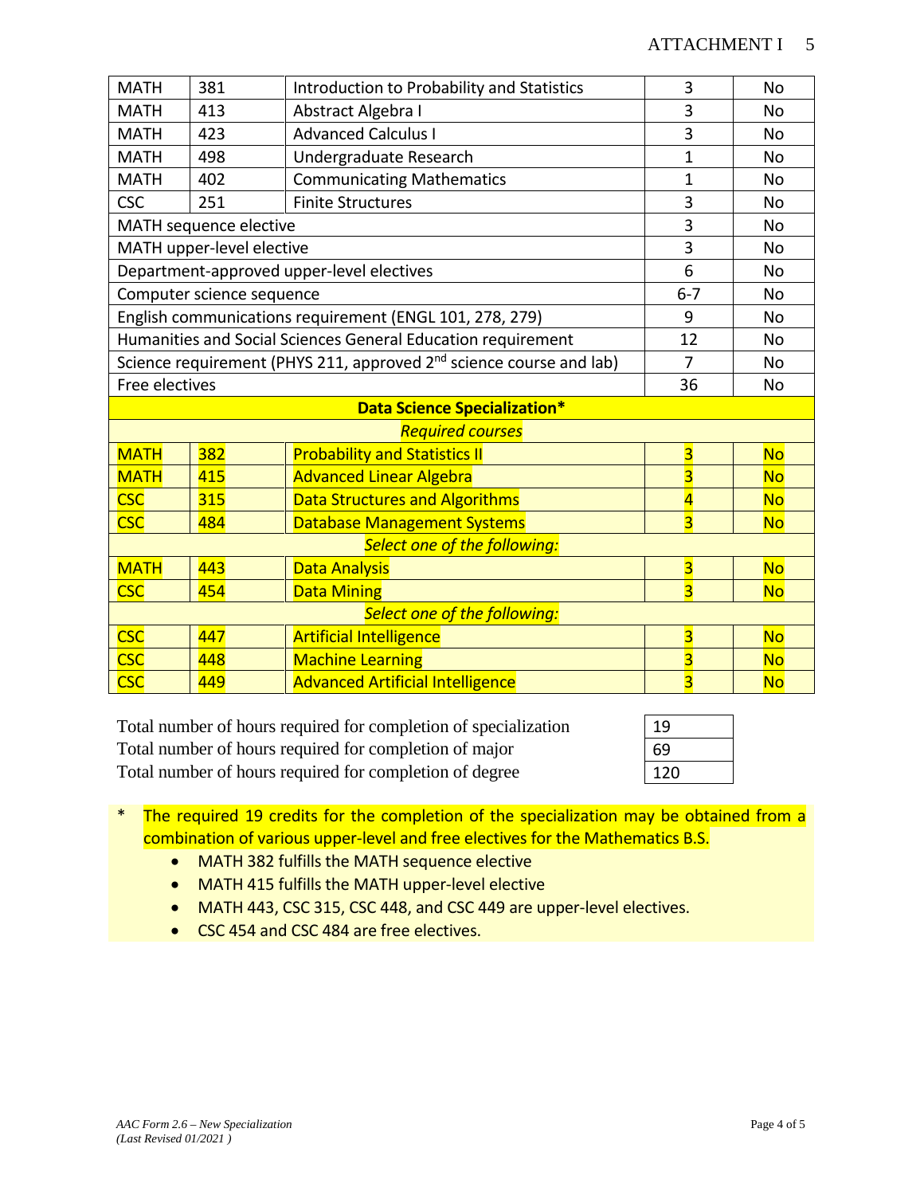| | | | | |
|---|---|---|---|---|
| MATH | 381 | Introduction to Probability and Statistics | 3 | No |
| MATH | 413 | Abstract Algebra I | 3 | No |
| MATH | 423 | Advanced Calculus I | 3 | No |
| MATH | 498 | Undergraduate Research | 1 | No |
| MATH | 402 | Communicating Mathematics | 1 | No |
| CSC | 251 | Finite Structures | 3 | No |
| MATH sequence elective | | | 3 | No |
| MATH upper-level elective | | | 3 | No |
| Department-approved upper-level electives | | | 6 | No |
| Computer science sequence | | | 6-7 | No |
| English communications requirement (ENGL 101, 278, 279) | | | 9 | No |
| Humanities and Social Sciences General Education requirement | | | 12 | No |
| Science requirement (PHYS 211, approved 2nd science course and lab) | | | 7 | No |
| Free electives | | | 36 | No |
| **Data Science Specialization*** | | | | |
| *Required courses* | | | | |
| MATH | 382 | Probability and Statistics II | 3 | No |
| MATH | 415 | Advanced Linear Algebra | 3 | No |
| CSC | 315 | Data Structures and Algorithms | 4 | No |
| CSC | 484 | Database Management Systems | 3 | No |
| *Select one of the following:* | | | | |
| MATH | 443 | Data Analysis | 3 | No |
| CSC | 454 | Data Mining | 3 | No |
| *Select one of the following:* | | | | |
| CSC | 447 | Artificial Intelligence | 3 | No |
| CSC | 448 | Machine Learning | 3 | No |
| CSC | 449 | Advanced Artificial Intelligence | 3 | No |

| | |
|---|---|
| Total number of hours required for completion of specialization | 19 |
| Total number of hours required for completion of major | 69 |
| Total number of hours required for completion of degree | 120 |

\* The required 19 credits for the completion of the specialization may be obtained from a combination of various upper-level and free electives for the Mathematics B.S.

- MATH 382 fulfills the MATH sequence elective
- MATH 415 fulfills the MATH upper-level elective
- MATH 443, CSC 315, CSC 448, and CSC 449 are upper-level electives.
- CSC 454 and CSC 484 are free electives.

*AAC Form 2.6 – New Specialization*
*(Last Revised 01/2021 )*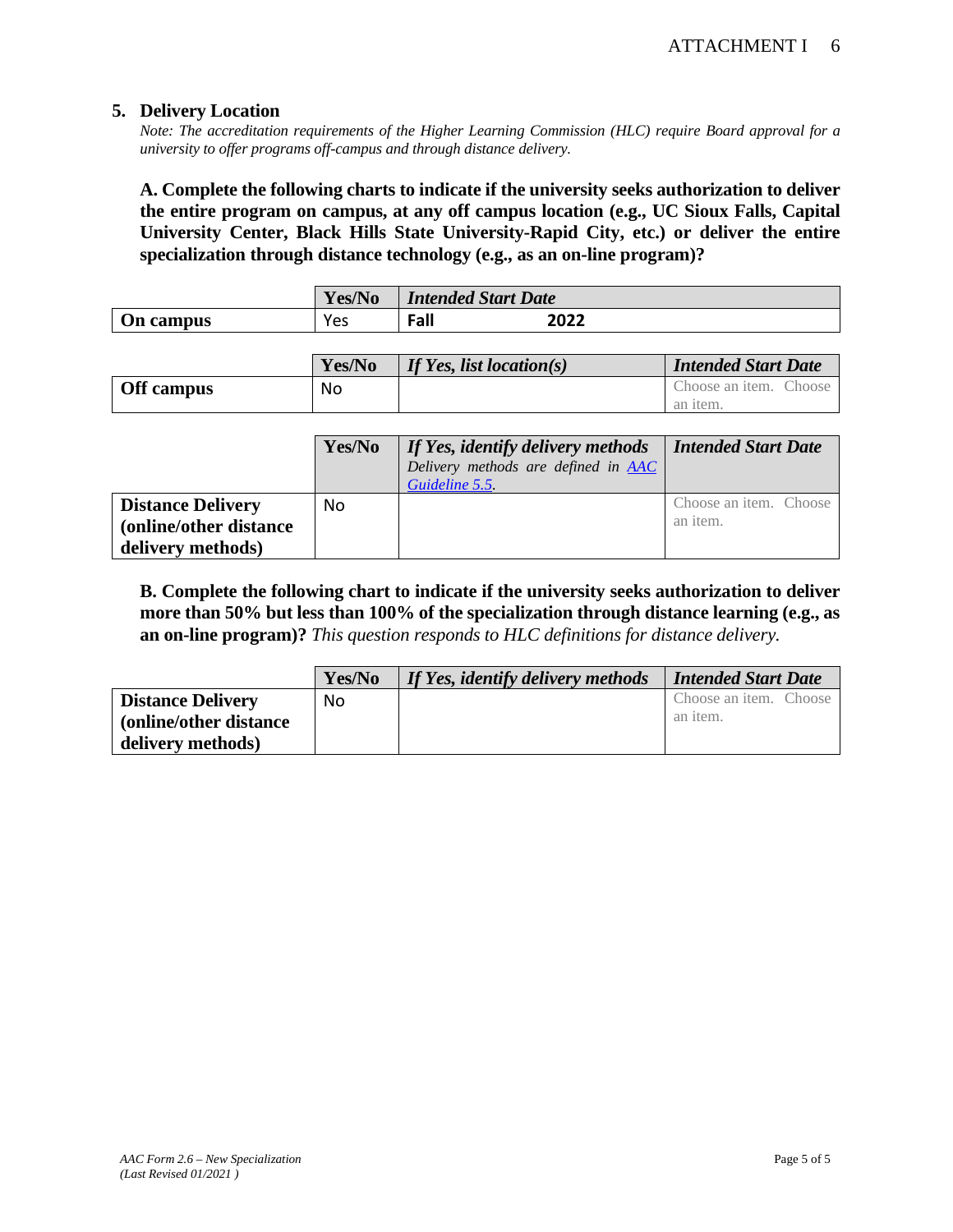## 5. Delivery Location

*Note: The accreditation requirements of the Higher Learning Commission (HLC) require Board approval for a university to offer programs off-campus and through distance delivery.*

**A. Complete the following charts to indicate if the university seeks authorization to deliver the entire program on campus, at any off campus location (e.g., UC Sioux Falls, Capital University Center, Black Hills State University-Rapid City, etc.) or deliver the entire specialization through distance technology (e.g., as an on-line program)?**

| | Yes/No | *Intended Start Date* |
|---|---|---|
| **On campus** | Yes | **Fall 2022** |

| | Yes/No | *If Yes, list location(s)* | *Intended Start Date* |
|---|---|---|---|
| **Off campus** | No | | Choose an item. Choose an item. |

| | Yes/No | *If Yes, identify delivery methods* *Delivery methods are defined in [AAC Guideline 5.5](#).* | *Intended Start Date* |
|---|---|---|---|
| **Distance Delivery (online/other distance delivery methods)** | No | | Choose an item. Choose an item. |

**B. Complete the following chart to indicate if the university seeks authorization to deliver more than 50% but less than 100% of the specialization through distance learning (e.g., as an on-line program)?** *This question responds to HLC definitions for distance delivery.*

| | Yes/No | *If Yes, identify delivery methods* | *Intended Start Date* |
|---|---|---|---|
| **Distance Delivery (online/other distance delivery methods)** | No | | Choose an item. Choose an item. |

*AAC Form 2.6 – New Specialization*
*(Last Revised 01/2021 )*